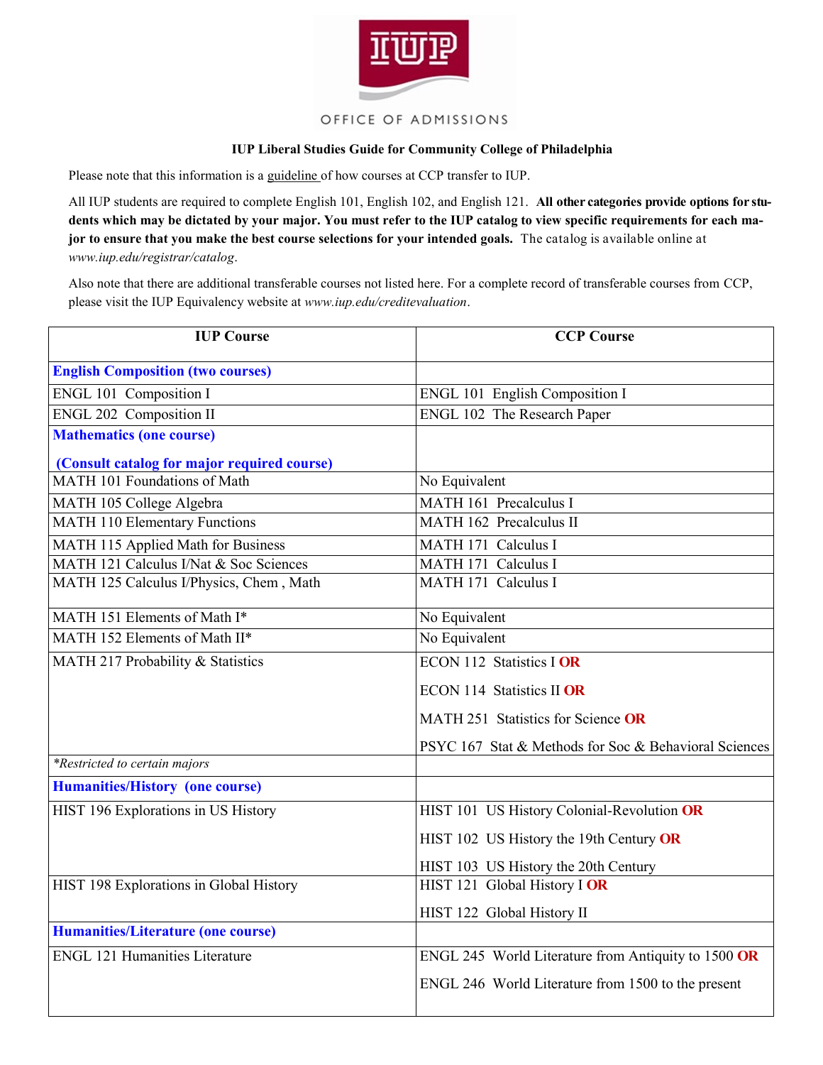OFFICE OF ADMISSIONS

**IUP Liberal Studies Guide for Community College of Philadelphia**

Please note that this information is a guideline of how courses at CCP transfer to IUP.

All IUP students are required to complete English 101, English 102, and English 121. **All other categories provide options for students which may be dictated by your major. You must refer to the IUP catalog to view specific requirements for each major to ensure that you make the best course selections for your intended goals.** The catalog is available online at *www.iup.edu/registrar/catalog*.

Also note that there are additional transferable courses not listed here. For a complete record of transferable courses from CCP, please visit the IUP Equivalency website at *www.iup.edu/creditevaluation*.

| IUP Course | CCP Course |
|---|---|
| **English Composition (two courses)** | |
| ENGL 101 Composition I | ENGL 101 English Composition I |
| ENGL 202 Composition II | ENGL 102 The Research Paper |
| **Mathematics (one course)** **(Consult catalog for major required course)** | |
| MATH 101 Foundations of Math | No Equivalent |
| MATH 105 College Algebra | MATH 161 Precalculus I |
| MATH 110 Elementary Functions | MATH 162 Precalculus II |
| MATH 115 Applied Math for Business | MATH 171 Calculus I |
| MATH 121 Calculus I/Nat & Soc Sciences | MATH 171 Calculus I |
| MATH 125 Calculus I/Physics, Chem , Math | MATH 171 Calculus I |
| MATH 151 Elements of Math I* | No Equivalent |
| MATH 152 Elements of Math II* | No Equivalent |
| MATH 217 Probability & Statistics | ECON 112 Statistics I **OR** ECON 114 Statistics II **OR** MATH 251 Statistics for Science **OR** PSYC 167 Stat & Methods for Soc & Behavioral Sciences |
| *\*Restricted to certain majors* | |
| **Humanities/History (one course)** | |
| HIST 196 Explorations in US History | HIST 101 US History Colonial-Revolution **OR** HIST 102 US History the 19th Century **OR** HIST 103 US History the 20th Century |
| HIST 198 Explorations in Global History | HIST 121 Global History I **OR** HIST 122 Global History II |
| **Humanities/Literature (one course)** | |
| ENGL 121 Humanities Literature | ENGL 245 World Literature from Antiquity to 1500 **OR** ENGL 246 World Literature from 1500 to the present |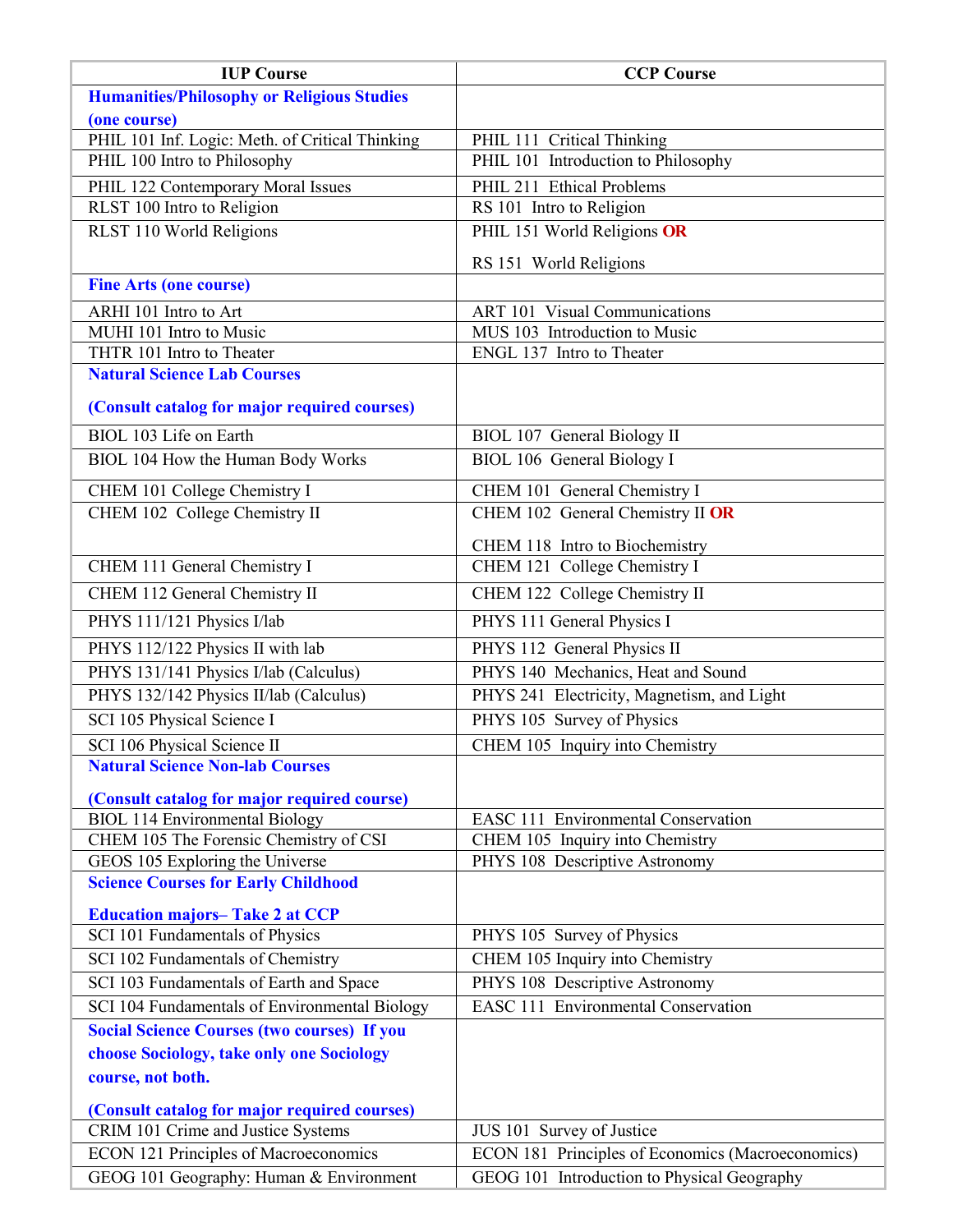| IUP Course | CCP Course |
|---|---|
| **Humanities/Philosophy or Religious Studies (one course)** | |
| PHIL 101 Inf. Logic: Meth. of Critical Thinking | PHIL 111 Critical Thinking |
| PHIL 100 Intro to Philosophy | PHIL 101 Introduction to Philosophy |
| PHIL 122 Contemporary Moral Issues | PHIL 211 Ethical Problems |
| RLST 100 Intro to Religion | RS 101 Intro to Religion |
| RLST 110 World Religions | PHIL 151 World Religions **OR** RS 151 World Religions |
| **Fine Arts (one course)** | |
| ARHI 101 Intro to Art | ART 101 Visual Communications |
| MUHI 101 Intro to Music | MUS 103 Introduction to Music |
| THTR 101 Intro to Theater | ENGL 137 Intro to Theater |
| **Natural Science Lab Courses (Consult catalog for major required courses)** | |
| BIOL 103 Life on Earth | BIOL 107 General Biology II |
| BIOL 104 How the Human Body Works | BIOL 106 General Biology I |
| CHEM 101 College Chemistry I | CHEM 101 General Chemistry I |
| CHEM 102 College Chemistry II | CHEM 102 General Chemistry II **OR** CHEM 118 Intro to Biochemistry |
| CHEM 111 General Chemistry I | CHEM 121 College Chemistry I |
| CHEM 112 General Chemistry II | CHEM 122 College Chemistry II |
| PHYS 111/121 Physics I/lab | PHYS 111 General Physics I |
| PHYS 112/122 Physics II with lab | PHYS 112 General Physics II |
| PHYS 131/141 Physics I/lab (Calculus) | PHYS 140 Mechanics, Heat and Sound |
| PHYS 132/142 Physics II/lab (Calculus) | PHYS 241 Electricity, Magnetism, and Light |
| SCI 105 Physical Science I | PHYS 105 Survey of Physics |
| SCI 106 Physical Science II | CHEM 105 Inquiry into Chemistry |
| **Natural Science Non-lab Courses (Consult catalog for major required course)** | |
| BIOL 114 Environmental Biology | EASC 111 Environmental Conservation |
| CHEM 105 The Forensic Chemistry of CSI | CHEM 105 Inquiry into Chemistry |
| GEOS 105 Exploring the Universe | PHYS 108 Descriptive Astronomy |
| **Science Courses for Early Childhood Education majors– Take 2 at CCP** | |
| SCI 101 Fundamentals of Physics | PHYS 105 Survey of Physics |
| SCI 102 Fundamentals of Chemistry | CHEM 105 Inquiry into Chemistry |
| SCI 103 Fundamentals of Earth and Space | PHYS 108 Descriptive Astronomy |
| SCI 104 Fundamentals of Environmental Biology | EASC 111 Environmental Conservation |
| **Social Science Courses (two courses) If you choose Sociology, take only one Sociology course, not both. (Consult catalog for major required courses)** | |
| CRIM 101 Crime and Justice Systems | JUS 101 Survey of Justice |
| ECON 121 Principles of Macroeconomics | ECON 181 Principles of Economics (Macroeconomics) |
| GEOG 101 Geography: Human & Environment | GEOG 101 Introduction to Physical Geography |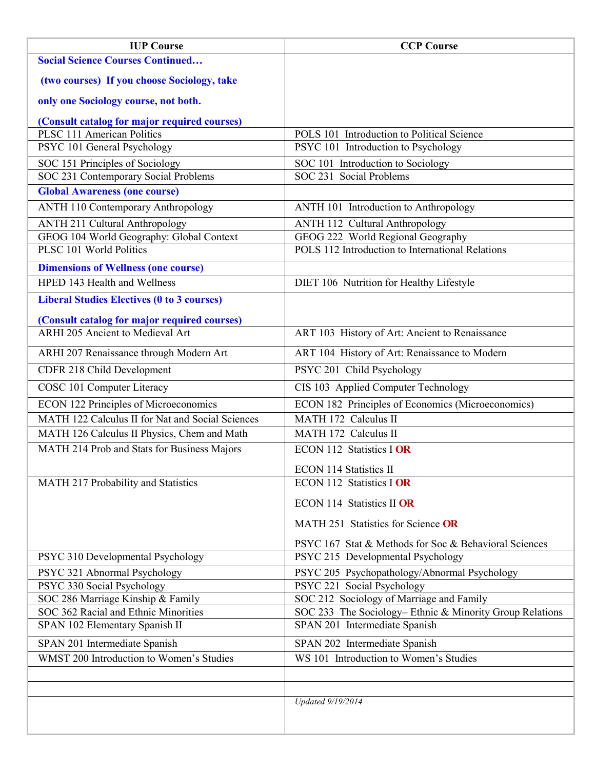| IUP Course | CCP Course |
|---|---|
| **Social Science Courses Continued… (two courses) If you choose Sociology, take only one Sociology course, not both. (Consult catalog for major required courses)** | |
| PLSC 111 American Politics | POLS 101 Introduction to Political Science |
| PSYC 101 General Psychology | PSYC 101 Introduction to Psychology |
| SOC 151 Principles of Sociology | SOC 101 Introduction to Sociology |
| SOC 231 Contemporary Social Problems | SOC 231 Social Problems |
| **Global Awareness (one course)** | |
| ANTH 110 Contemporary Anthropology | ANTH 101 Introduction to Anthropology |
| ANTH 211 Cultural Anthropology | ANTH 112 Cultural Anthropology |
| GEOG 104 World Geography: Global Context | GEOG 222 World Regional Geography |
| PLSC 101 World Politics | POLS 112 Introduction to International Relations |
| **Dimensions of Wellness (one course)** | |
| HPED 143 Health and Wellness | DIET 106 Nutrition for Healthy Lifestyle |
| **Liberal Studies Electives (0 to 3 courses) (Consult catalog for major required courses)** | |
| ARHI 205 Ancient to Medieval Art | ART 103 History of Art: Ancient to Renaissance |
| ARHI 207 Renaissance through Modern Art | ART 104 History of Art: Renaissance to Modern |
| CDFR 218 Child Development | PSYC 201 Child Psychology |
| COSC 101 Computer Literacy | CIS 103 Applied Computer Technology |
| ECON 122 Principles of Microeconomics | ECON 182 Principles of Economics (Microeconomics) |
| MATH 122 Calculus II for Nat and Social Sciences | MATH 172 Calculus II |
| MATH 126 Calculus II Physics, Chem and Math | MATH 172 Calculus II |
| MATH 214 Prob and Stats for Business Majors | ECON 112 Statistics I **OR** ECON 114 Statistics II |
| MATH 217 Probability and Statistics | ECON 112 Statistics I **OR** ECON 114 Statistics II **OR** MATH 251 Statistics for Science **OR** PSYC 167 Stat & Methods for Soc & Behavioral Sciences |
| PSYC 310 Developmental Psychology | PSYC 215 Developmental Psychology |
| PSYC 321 Abnormal Psychology | PSYC 205 Psychopathology/Abnormal Psychology |
| PSYC 330 Social Psychology | PSYC 221 Social Psychology |
| SOC 286 Marriage Kinship & Family | SOC 212 Sociology of Marriage and Family |
| SOC 362 Racial and Ethnic Minorities | SOC 233 The Sociology– Ethnic & Minority Group Relations |
| SPAN 102 Elementary Spanish II | SPAN 201 Intermediate Spanish |
| SPAN 201 Intermediate Spanish | SPAN 202 Intermediate Spanish |
| WMST 200 Introduction to Women's Studies | WS 101 Introduction to Women's Studies |
| | |
| | |
| | *Updated 9/19/2014* |